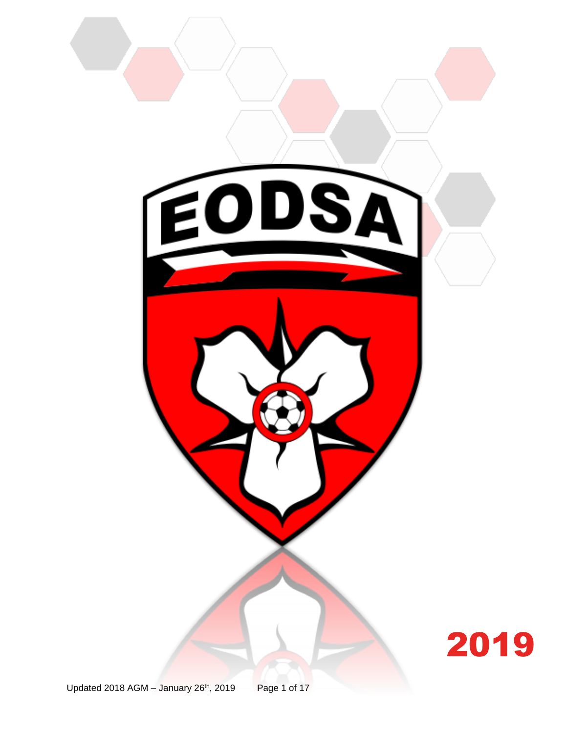EODSA

2019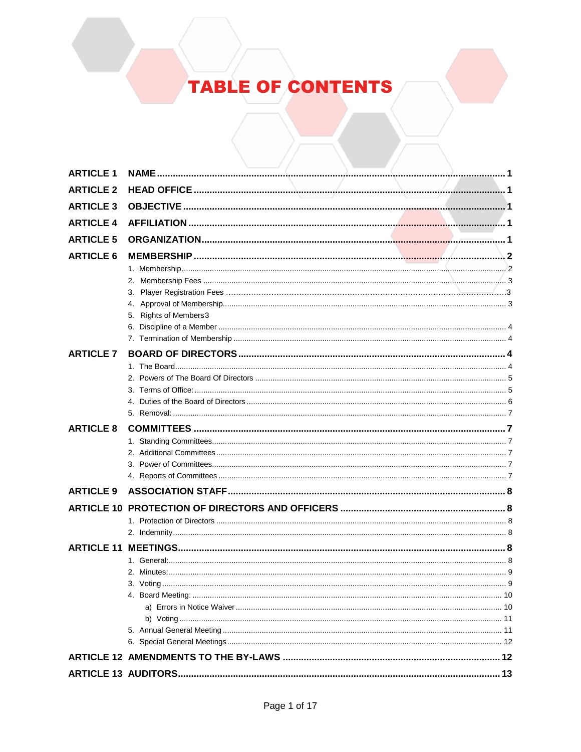# TABLE OF CONTENTS

**ARTICLE 1 NAME** .......... 1

**ARTICLE 2 HEAD OFFICE** .......... 1

**ARTICLE 3 OBJECTIVE** .......... 1

**ARTICLE 4 AFFILIATION** .......... 1

**ARTICLE 5 ORGANIZATION** .......... 1

**ARTICLE 6 MEMBERSHIP** .......... 2

1. Membership .......... 2
2. Membership Fees .......... 3
3. Player Registration Fees .......... 3
4. Approval of Membership .......... 3
5. Rights of Members 3
6. Discipline of a Member .......... 4
7. Termination of Membership .......... 4

**ARTICLE 7 BOARD OF DIRECTORS** .......... 4

1. The Board .......... 4
2. Powers of The Board Of Directors .......... 5
3. Terms of Office: .......... 5
4. Duties of the Board of Directors .......... 6
5. Removal: .......... 7

**ARTICLE 8 COMMITTEES** .......... 7

1. Standing Committees .......... 7
2. Additional Committees .......... 7
3. Power of Committees .......... 7
4. Reports of Committees .......... 7

**ARTICLE 9 ASSOCIATION STAFF** .......... 8

**ARTICLE 10 PROTECTION OF DIRECTORS AND OFFICERS** .......... 8

1. Protection of Directors .......... 8
2. Indemnity .......... 8

**ARTICLE 11 MEETINGS** .......... 8

1. General: .......... 8
2. Minutes: .......... 9
3. Voting .......... 9
4. Board Meeting: .......... 10
   a) Errors in Notice Waiver .......... 10
   b) Voting .......... 11
5. Annual General Meeting .......... 11
6. Special General Meetings .......... 12

**ARTICLE 12 AMENDMENTS TO THE BY-LAWS** .......... 12

**ARTICLE 13 AUDITORS** .......... 13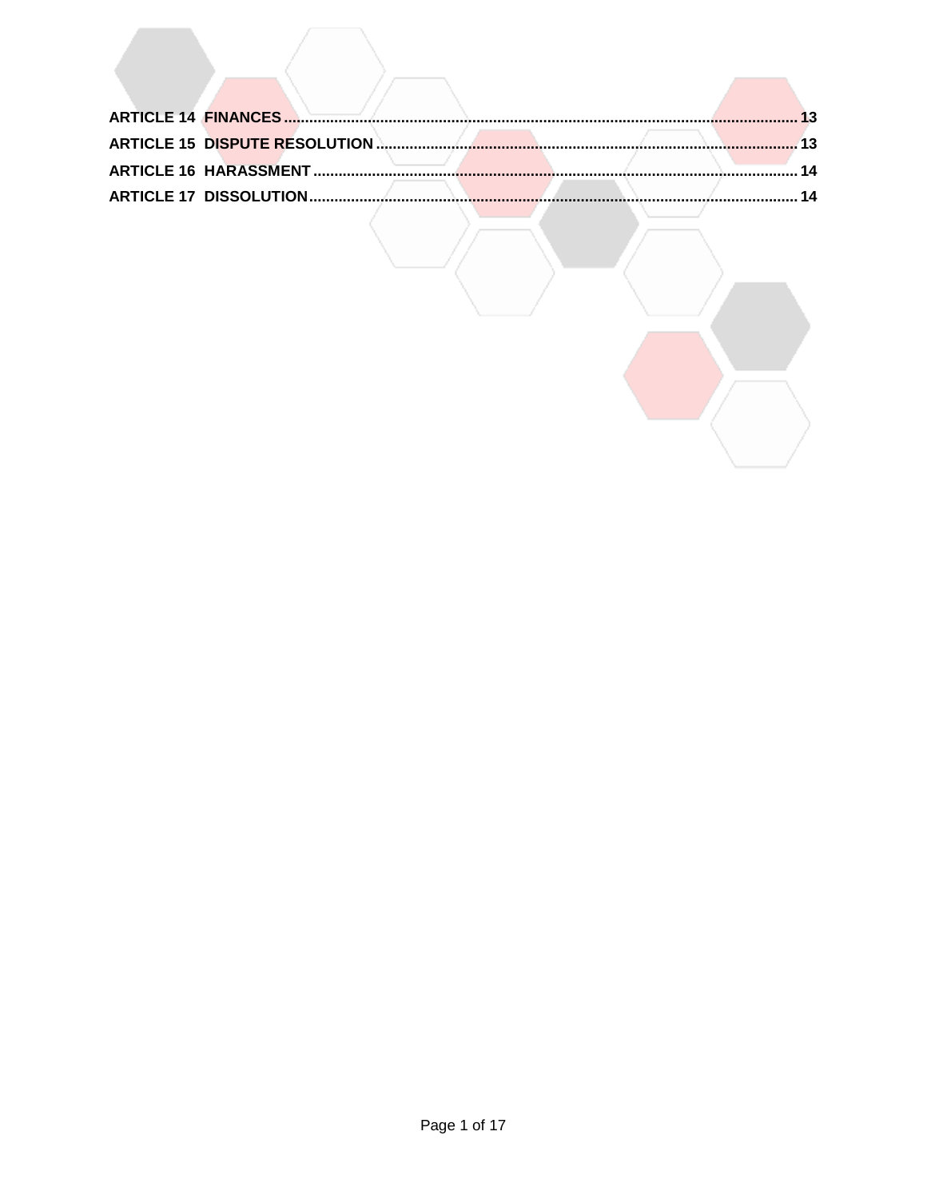**ARTICLE 14 FINANCES** ........ 13
**ARTICLE 15 DISPUTE RESOLUTION** ........ 13
**ARTICLE 16 HARASSMENT** ........ 14
**ARTICLE 17 DISSOLUTION** ........ 14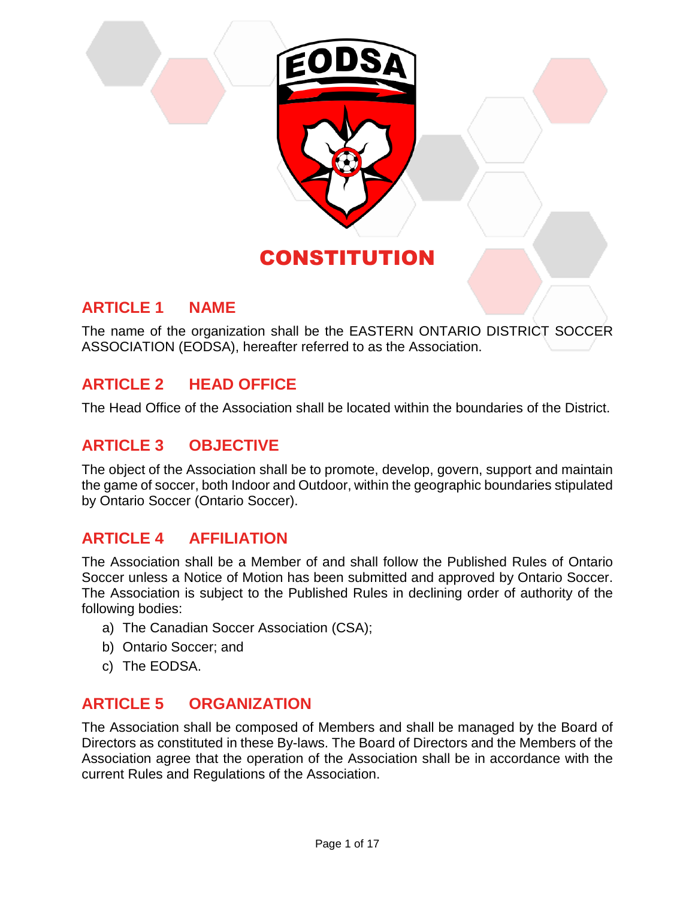# CONSTITUTION

## ARTICLE 1 NAME

The name of the organization shall be the EASTERN ONTARIO DISTRICT SOCCER ASSOCIATION (EODSA), hereafter referred to as the Association.

## ARTICLE 2 HEAD OFFICE

The Head Office of the Association shall be located within the boundaries of the District.

## ARTICLE 3 OBJECTIVE

The object of the Association shall be to promote, develop, govern, support and maintain the game of soccer, both Indoor and Outdoor, within the geographic boundaries stipulated by Ontario Soccer (Ontario Soccer).

## ARTICLE 4 AFFILIATION

The Association shall be a Member of and shall follow the Published Rules of Ontario Soccer unless a Notice of Motion has been submitted and approved by Ontario Soccer. The Association is subject to the Published Rules in declining order of authority of the following bodies:

a) The Canadian Soccer Association (CSA);
b) Ontario Soccer; and
c) The EODSA.

## ARTICLE 5 ORGANIZATION

The Association shall be composed of Members and shall be managed by the Board of Directors as constituted in these By-laws. The Board of Directors and the Members of the Association agree that the operation of the Association shall be in accordance with the current Rules and Regulations of the Association.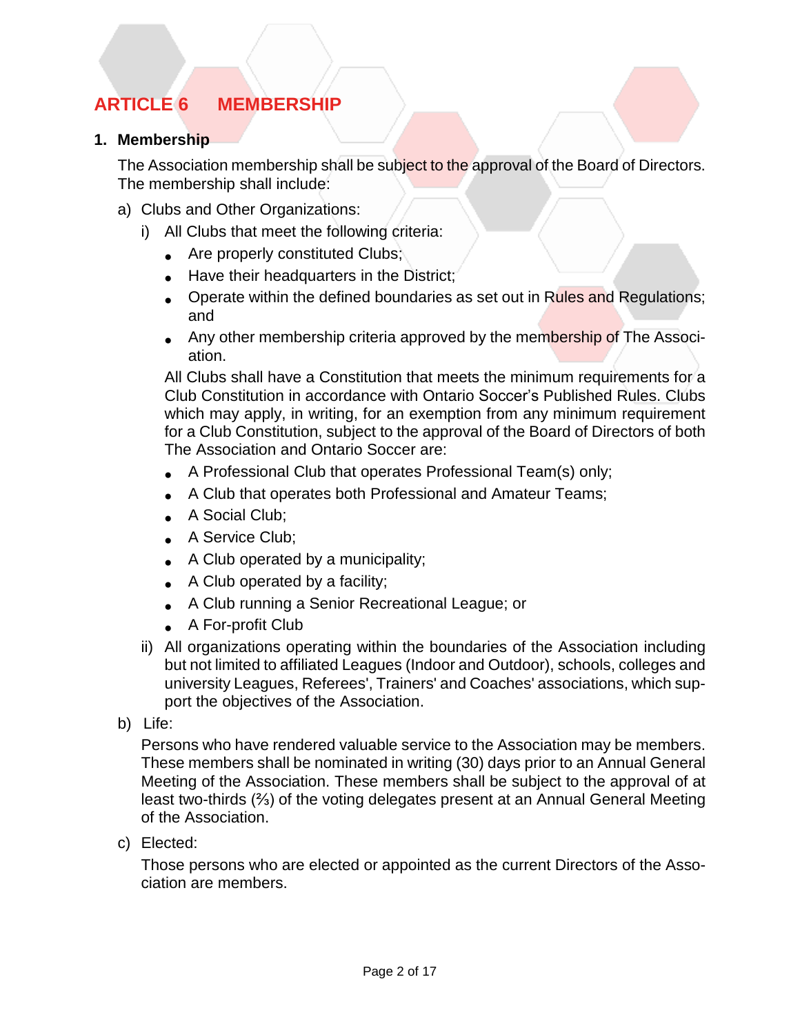# ARTICLE 6 MEMBERSHIP

## 1. Membership

The Association membership shall be subject to the approval of the Board of Directors. The membership shall include:

a) Clubs and Other Organizations:

   i) All Clubs that meet the following criteria:

   - Are properly constituted Clubs;
   - Have their headquarters in the District;
   - Operate within the defined boundaries as set out in Rules and Regulations; and
   - Any other membership criteria approved by the membership of The Association.

   All Clubs shall have a Constitution that meets the minimum requirements for a Club Constitution in accordance with Ontario Soccer's Published Rules. Clubs which may apply, in writing, for an exemption from any minimum requirement for a Club Constitution, subject to the approval of the Board of Directors of both The Association and Ontario Soccer are:

   - A Professional Club that operates Professional Team(s) only;
   - A Club that operates both Professional and Amateur Teams;
   - A Social Club;
   - A Service Club;
   - A Club operated by a municipality;
   - A Club operated by a facility;
   - A Club running a Senior Recreational League; or
   - A For-profit Club

   ii) All organizations operating within the boundaries of the Association including but not limited to affiliated Leagues (Indoor and Outdoor), schools, colleges and university Leagues, Referees', Trainers' and Coaches' associations, which support the objectives of the Association.

b) Life:

   Persons who have rendered valuable service to the Association may be members. These members shall be nominated in writing (30) days prior to an Annual General Meeting of the Association. These members shall be subject to the approval of at least two-thirds (⅔) of the voting delegates present at an Annual General Meeting of the Association.

c) Elected:

   Those persons who are elected or appointed as the current Directors of the Association are members.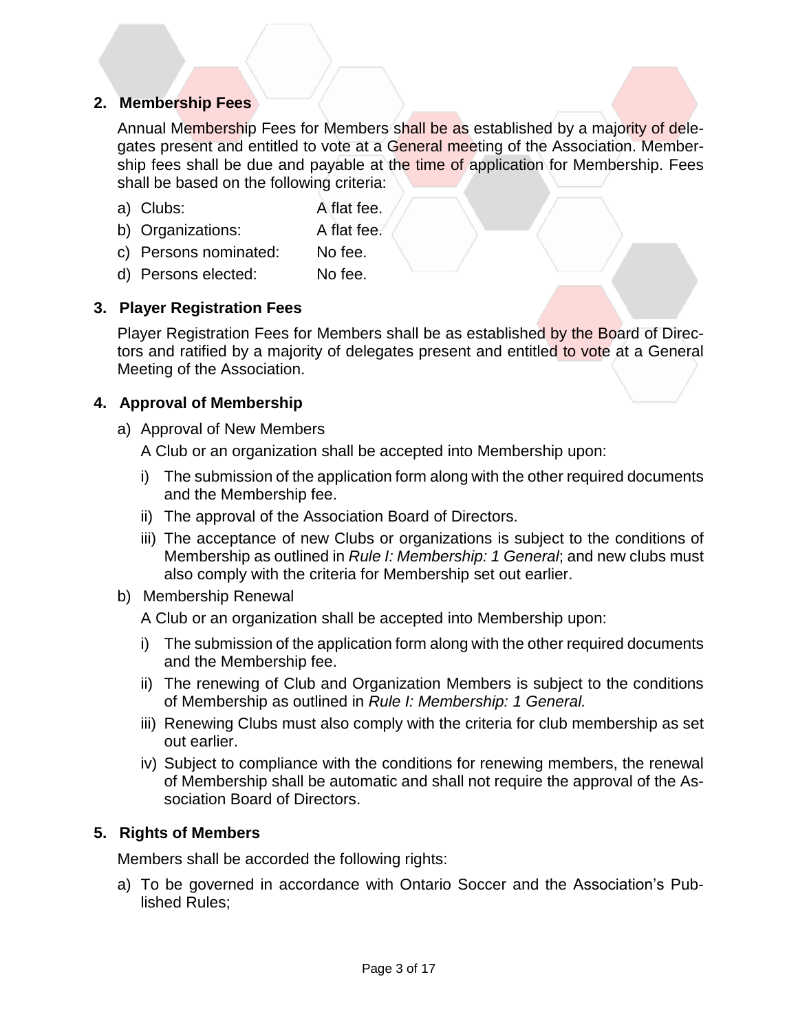## 2. Membership Fees

Annual Membership Fees for Members shall be as established by a majority of delegates present and entitled to vote at a General meeting of the Association. Membership fees shall be due and payable at the time of application for Membership. Fees shall be based on the following criteria:

a) Clubs: A flat fee.
b) Organizations: A flat fee.
c) Persons nominated: No fee.
d) Persons elected: No fee.

## 3. Player Registration Fees

Player Registration Fees for Members shall be as established by the Board of Directors and ratified by a majority of delegates present and entitled to vote at a General Meeting of the Association.

## 4. Approval of Membership

a) Approval of New Members

   A Club or an organization shall be accepted into Membership upon:

   i) The submission of the application form along with the other required documents and the Membership fee.
   ii) The approval of the Association Board of Directors.
   iii) The acceptance of new Clubs or organizations is subject to the conditions of Membership as outlined in *Rule I: Membership: 1 General*; and new clubs must also comply with the criteria for Membership set out earlier.

b) Membership Renewal

   A Club or an organization shall be accepted into Membership upon:

   i) The submission of the application form along with the other required documents and the Membership fee.
   ii) The renewing of Club and Organization Members is subject to the conditions of Membership as outlined in *Rule I: Membership: 1 General.*
   iii) Renewing Clubs must also comply with the criteria for club membership as set out earlier.
   iv) Subject to compliance with the conditions for renewing members, the renewal of Membership shall be automatic and shall not require the approval of the Association Board of Directors.

## 5. Rights of Members

Members shall be accorded the following rights:

a) To be governed in accordance with Ontario Soccer and the Association's Published Rules;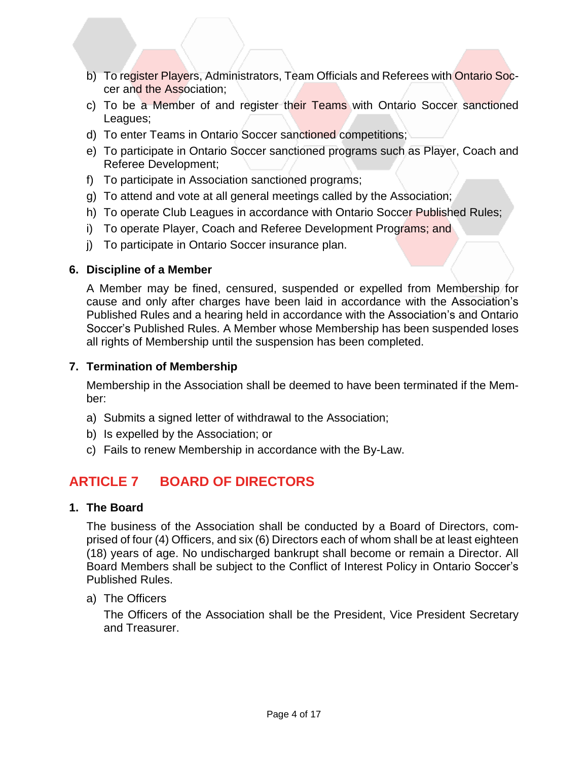b) To register Players, Administrators, Team Officials and Referees with Ontario Soccer and the Association;
c) To be a Member of and register their Teams with Ontario Soccer sanctioned Leagues;
d) To enter Teams in Ontario Soccer sanctioned competitions;
e) To participate in Ontario Soccer sanctioned programs such as Player, Coach and Referee Development;
f) To participate in Association sanctioned programs;
g) To attend and vote at all general meetings called by the Association;
h) To operate Club Leagues in accordance with Ontario Soccer Published Rules;
i) To operate Player, Coach and Referee Development Programs; and
j) To participate in Ontario Soccer insurance plan.

### 6. Discipline of a Member

A Member may be fined, censured, suspended or expelled from Membership for cause and only after charges have been laid in accordance with the Association's Published Rules and a hearing held in accordance with the Association's and Ontario Soccer's Published Rules. A Member whose Membership has been suspended loses all rights of Membership until the suspension has been completed.

### 7. Termination of Membership

Membership in the Association shall be deemed to have been terminated if the Member:

a) Submits a signed letter of withdrawal to the Association;
b) Is expelled by the Association; or
c) Fails to renew Membership in accordance with the By-Law.

## ARTICLE 7 BOARD OF DIRECTORS

### 1. The Board

The business of the Association shall be conducted by a Board of Directors, comprised of four (4) Officers, and six (6) Directors each of whom shall be at least eighteen (18) years of age. No undischarged bankrupt shall become or remain a Director. All Board Members shall be subject to the Conflict of Interest Policy in Ontario Soccer's Published Rules.

a) The Officers

The Officers of the Association shall be the President, Vice President Secretary and Treasurer.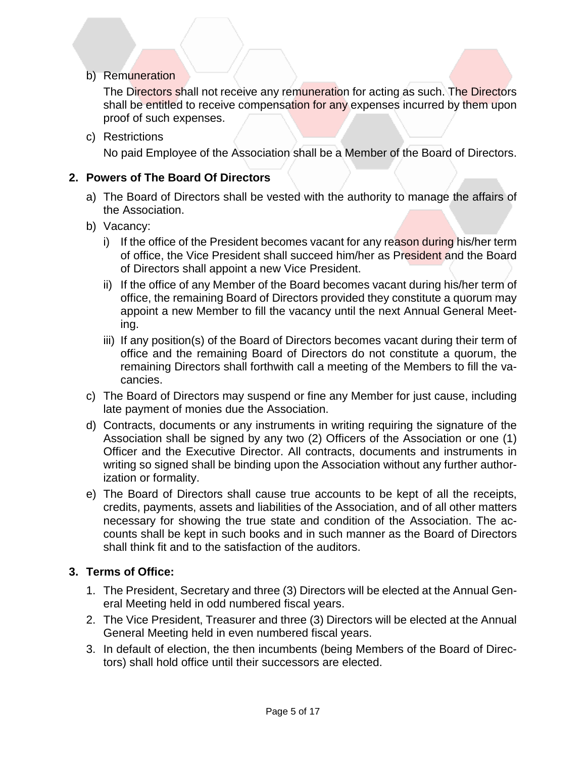b) Remuneration

   The Directors shall not receive any remuneration for acting as such. The Directors shall be entitled to receive compensation for any expenses incurred by them upon proof of such expenses.

c) Restrictions

   No paid Employee of the Association shall be a Member of the Board of Directors.

## 2. Powers of The Board Of Directors

a) The Board of Directors shall be vested with the authority to manage the affairs of the Association.

b) Vacancy:

   i) If the office of the President becomes vacant for any reason during his/her term of office, the Vice President shall succeed him/her as President and the Board of Directors shall appoint a new Vice President.

   ii) If the office of any Member of the Board becomes vacant during his/her term of office, the remaining Board of Directors provided they constitute a quorum may appoint a new Member to fill the vacancy until the next Annual General Meeting.

   iii) If any position(s) of the Board of Directors becomes vacant during their term of office and the remaining Board of Directors do not constitute a quorum, the remaining Directors shall forthwith call a meeting of the Members to fill the vacancies.

c) The Board of Directors may suspend or fine any Member for just cause, including late payment of monies due the Association.

d) Contracts, documents or any instruments in writing requiring the signature of the Association shall be signed by any two (2) Officers of the Association or one (1) Officer and the Executive Director. All contracts, documents and instruments in writing so signed shall be binding upon the Association without any further authorization or formality.

e) The Board of Directors shall cause true accounts to be kept of all the receipts, credits, payments, assets and liabilities of the Association, and of all other matters necessary for showing the true state and condition of the Association. The accounts shall be kept in such books and in such manner as the Board of Directors shall think fit and to the satisfaction of the auditors.

## 3. Terms of Office:

1. The President, Secretary and three (3) Directors will be elected at the Annual General Meeting held in odd numbered fiscal years.
2. The Vice President, Treasurer and three (3) Directors will be elected at the Annual General Meeting held in even numbered fiscal years.
3. In default of election, the then incumbents (being Members of the Board of Directors) shall hold office until their successors are elected.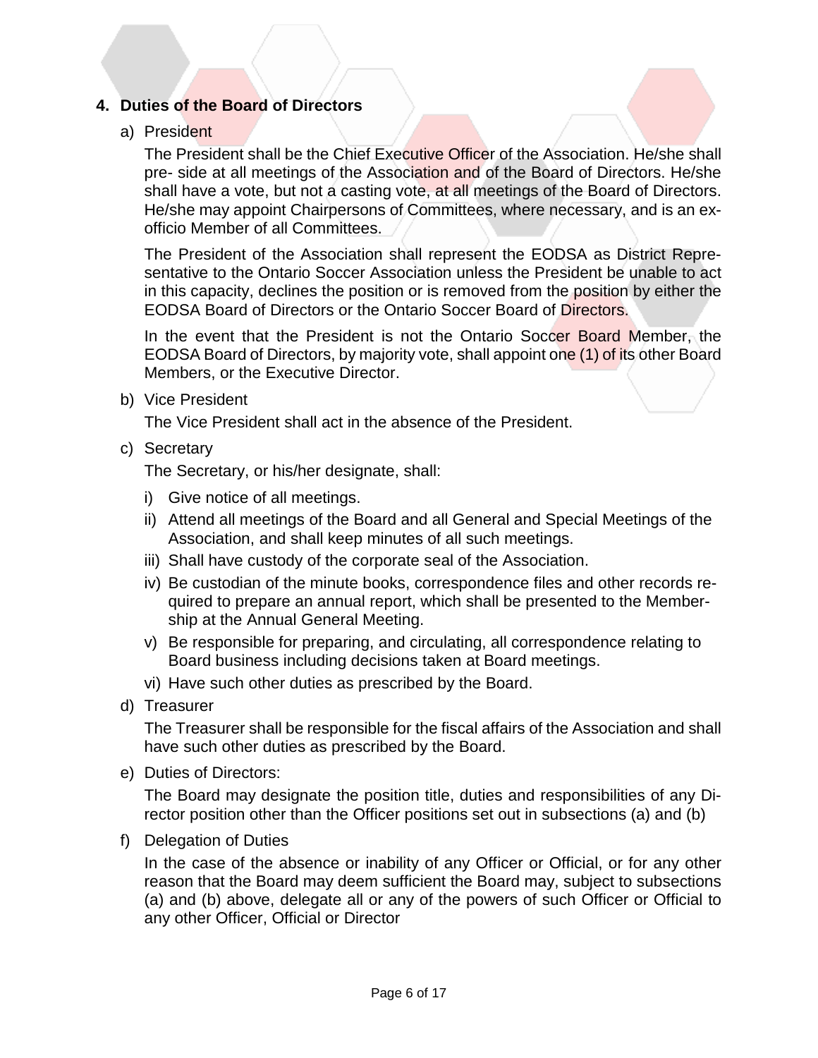## 4. Duties of the Board of Directors

a) President

The President shall be the Chief Executive Officer of the Association. He/she shall pre- side at all meetings of the Association and of the Board of Directors. He/she shall have a vote, but not a casting vote, at all meetings of the Board of Directors. He/she may appoint Chairpersons of Committees, where necessary, and is an ex-officio Member of all Committees.

The President of the Association shall represent the EODSA as District Representative to the Ontario Soccer Association unless the President be unable to act in this capacity, declines the position or is removed from the position by either the EODSA Board of Directors or the Ontario Soccer Board of Directors.

In the event that the President is not the Ontario Soccer Board Member, the EODSA Board of Directors, by majority vote, shall appoint one (1) of its other Board Members, or the Executive Director.

b) Vice President

The Vice President shall act in the absence of the President.

c) Secretary

The Secretary, or his/her designate, shall:

i) Give notice of all meetings.
ii) Attend all meetings of the Board and all General and Special Meetings of the Association, and shall keep minutes of all such meetings.
iii) Shall have custody of the corporate seal of the Association.
iv) Be custodian of the minute books, correspondence files and other records required to prepare an annual report, which shall be presented to the Membership at the Annual General Meeting.
v) Be responsible for preparing, and circulating, all correspondence relating to Board business including decisions taken at Board meetings.
vi) Have such other duties as prescribed by the Board.

d) Treasurer

The Treasurer shall be responsible for the fiscal affairs of the Association and shall have such other duties as prescribed by the Board.

e) Duties of Directors:

The Board may designate the position title, duties and responsibilities of any Director position other than the Officer positions set out in subsections (a) and (b)

f) Delegation of Duties

In the case of the absence or inability of any Officer or Official, or for any other reason that the Board may deem sufficient the Board may, subject to subsections (a) and (b) above, delegate all or any of the powers of such Officer or Official to any other Officer, Official or Director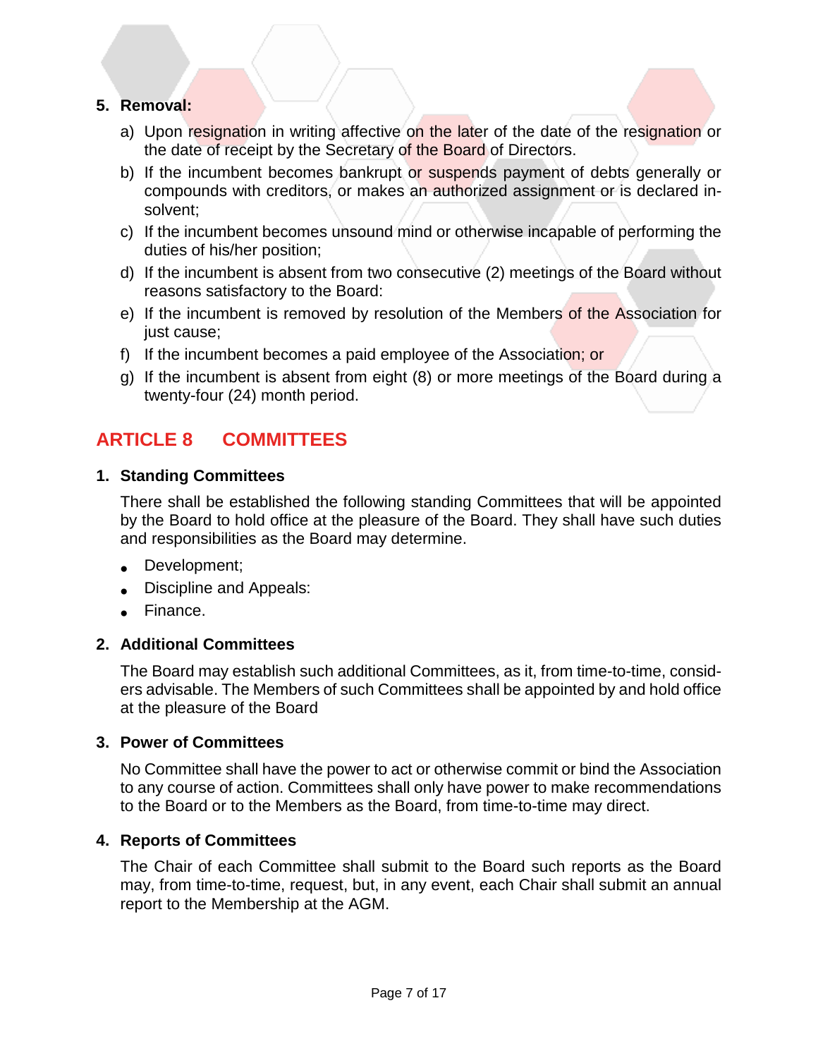5. **Removal:**

   a) Upon resignation in writing affective on the later of the date of the resignation or the date of receipt by the Secretary of the Board of Directors.
   b) If the incumbent becomes bankrupt or suspends payment of debts generally or compounds with creditors, or makes an authorized assignment or is declared insolvent;
   c) If the incumbent becomes unsound mind or otherwise incapable of performing the duties of his/her position;
   d) If the incumbent is absent from two consecutive (2) meetings of the Board without reasons satisfactory to the Board:
   e) If the incumbent is removed by resolution of the Members of the Association for just cause;
   f) If the incumbent becomes a paid employee of the Association; or
   g) If the incumbent is absent from eight (8) or more meetings of the Board during a twenty-four (24) month period.

## ARTICLE 8 COMMITTEES

1. **Standing Committees**

   There shall be established the following standing Committees that will be appointed by the Board to hold office at the pleasure of the Board. They shall have such duties and responsibilities as the Board may determine.

   - Development;
   - Discipline and Appeals:
   - Finance.

2. **Additional Committees**

   The Board may establish such additional Committees, as it, from time-to-time, considers advisable. The Members of such Committees shall be appointed by and hold office at the pleasure of the Board

3. **Power of Committees**

   No Committee shall have the power to act or otherwise commit or bind the Association to any course of action. Committees shall only have power to make recommendations to the Board or to the Members as the Board, from time-to-time may direct.

4. **Reports of Committees**

   The Chair of each Committee shall submit to the Board such reports as the Board may, from time-to-time, request, but, in any event, each Chair shall submit an annual report to the Membership at the AGM.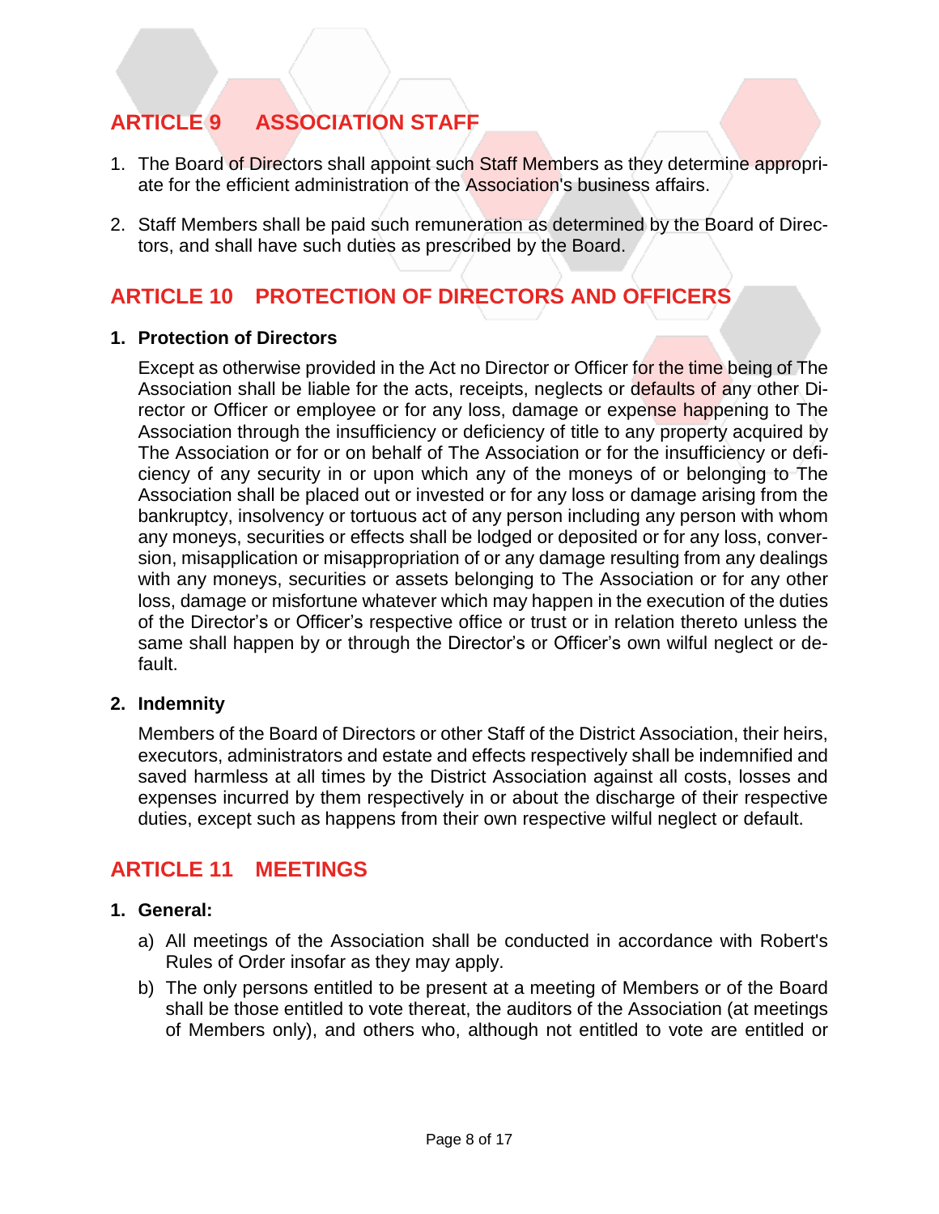## ARTICLE 9 ASSOCIATION STAFF

1. The Board of Directors shall appoint such Staff Members as they determine appropriate for the efficient administration of the Association's business affairs.

2. Staff Members shall be paid such remuneration as determined by the Board of Directors, and shall have such duties as prescribed by the Board.

## ARTICLE 10 PROTECTION OF DIRECTORS AND OFFICERS

**1. Protection of Directors**

Except as otherwise provided in the Act no Director or Officer for the time being of The Association shall be liable for the acts, receipts, neglects or defaults of any other Director or Officer or employee or for any loss, damage or expense happening to The Association through the insufficiency or deficiency of title to any property acquired by The Association or for or on behalf of The Association or for the insufficiency or deficiency of any security in or upon which any of the moneys of or belonging to The Association shall be placed out or invested or for any loss or damage arising from the bankruptcy, insolvency or tortuous act of any person including any person with whom any moneys, securities or effects shall be lodged or deposited or for any loss, conversion, misapplication or misappropriation of or any damage resulting from any dealings with any moneys, securities or assets belonging to The Association or for any other loss, damage or misfortune whatever which may happen in the execution of the duties of the Director's or Officer's respective office or trust or in relation thereto unless the same shall happen by or through the Director's or Officer's own wilful neglect or default.

**2. Indemnity**

Members of the Board of Directors or other Staff of the District Association, their heirs, executors, administrators and estate and effects respectively shall be indemnified and saved harmless at all times by the District Association against all costs, losses and expenses incurred by them respectively in or about the discharge of their respective duties, except such as happens from their own respective wilful neglect or default.

## ARTICLE 11 MEETINGS

**1. General:**

a) All meetings of the Association shall be conducted in accordance with Robert's Rules of Order insofar as they may apply.

b) The only persons entitled to be present at a meeting of Members or of the Board shall be those entitled to vote thereat, the auditors of the Association (at meetings of Members only), and others who, although not entitled to vote are entitled or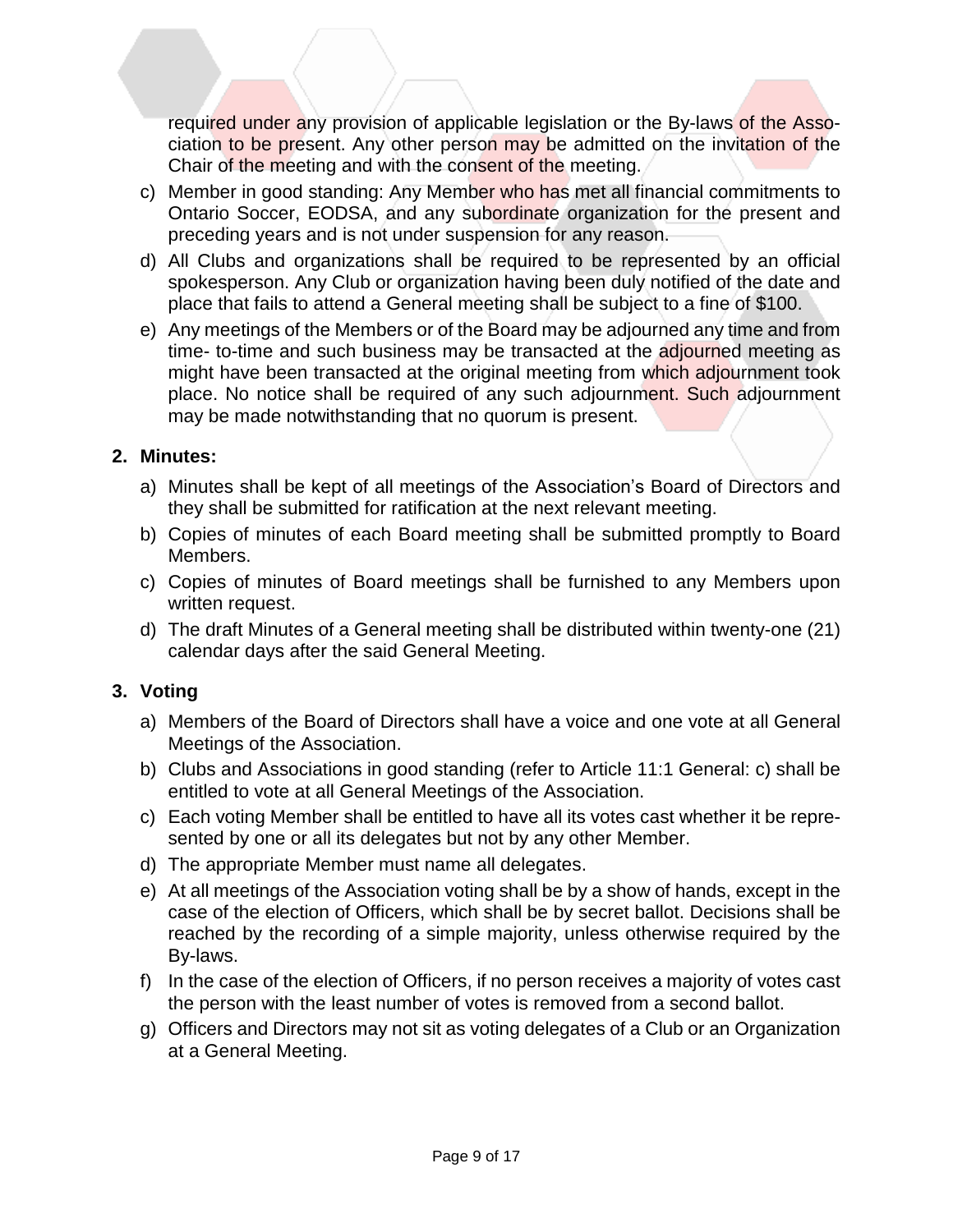required under any provision of applicable legislation or the By-laws of the Association to be present. Any other person may be admitted on the invitation of the Chair of the meeting and with the consent of the meeting.

c) Member in good standing: Any Member who has met all financial commitments to Ontario Soccer, EODSA, and any subordinate organization for the present and preceding years and is not under suspension for any reason.

d) All Clubs and organizations shall be required to be represented by an official spokesperson. Any Club or organization having been duly notified of the date and place that fails to attend a General meeting shall be subject to a fine of $100.

e) Any meetings of the Members or of the Board may be adjourned any time and from time- to-time and such business may be transacted at the adjourned meeting as might have been transacted at the original meeting from which adjournment took place. No notice shall be required of any such adjournment. Such adjournment may be made notwithstanding that no quorum is present.

## 2. Minutes:

a) Minutes shall be kept of all meetings of the Association's Board of Directors and they shall be submitted for ratification at the next relevant meeting.

b) Copies of minutes of each Board meeting shall be submitted promptly to Board Members.

c) Copies of minutes of Board meetings shall be furnished to any Members upon written request.

d) The draft Minutes of a General meeting shall be distributed within twenty-one (21) calendar days after the said General Meeting.

## 3. Voting

a) Members of the Board of Directors shall have a voice and one vote at all General Meetings of the Association.

b) Clubs and Associations in good standing (refer to Article 11:1 General: c) shall be entitled to vote at all General Meetings of the Association.

c) Each voting Member shall be entitled to have all its votes cast whether it be represented by one or all its delegates but not by any other Member.

d) The appropriate Member must name all delegates.

e) At all meetings of the Association voting shall be by a show of hands, except in the case of the election of Officers, which shall be by secret ballot. Decisions shall be reached by the recording of a simple majority, unless otherwise required by the By-laws.

f) In the case of the election of Officers, if no person receives a majority of votes cast the person with the least number of votes is removed from a second ballot.

g) Officers and Directors may not sit as voting delegates of a Club or an Organization at a General Meeting.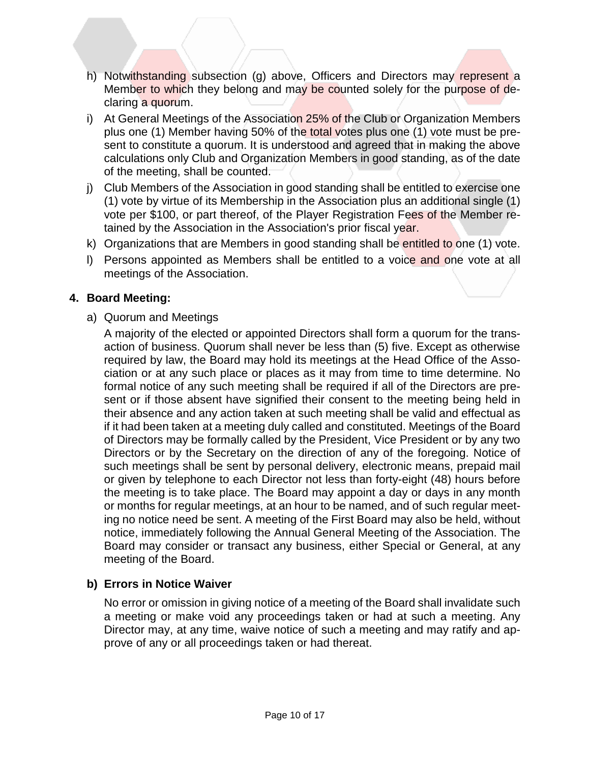h) Notwithstanding subsection (g) above, Officers and Directors may represent a Member to which they belong and may be counted solely for the purpose of declaring a quorum.

i) At General Meetings of the Association 25% of the Club or Organization Members plus one (1) Member having 50% of the total votes plus one (1) vote must be present to constitute a quorum. It is understood and agreed that in making the above calculations only Club and Organization Members in good standing, as of the date of the meeting, shall be counted.

j) Club Members of the Association in good standing shall be entitled to exercise one (1) vote by virtue of its Membership in the Association plus an additional single (1) vote per $100, or part thereof, of the Player Registration Fees of the Member retained by the Association in the Association's prior fiscal year.

k) Organizations that are Members in good standing shall be entitled to one (1) vote.

l) Persons appointed as Members shall be entitled to a voice and one vote at all meetings of the Association.

**4. Board Meeting:**

a) Quorum and Meetings

A majority of the elected or appointed Directors shall form a quorum for the transaction of business. Quorum shall never be less than (5) five. Except as otherwise required by law, the Board may hold its meetings at the Head Office of the Association or at any such place or places as it may from time to time determine. No formal notice of any such meeting shall be required if all of the Directors are present or if those absent have signified their consent to the meeting being held in their absence and any action taken at such meeting shall be valid and effectual as if it had been taken at a meeting duly called and constituted. Meetings of the Board of Directors may be formally called by the President, Vice President or by any two Directors or by the Secretary on the direction of any of the foregoing. Notice of such meetings shall be sent by personal delivery, electronic means, prepaid mail or given by telephone to each Director not less than forty-eight (48) hours before the meeting is to take place. The Board may appoint a day or days in any month or months for regular meetings, at an hour to be named, and of such regular meeting no notice need be sent. A meeting of the First Board may also be held, without notice, immediately following the Annual General Meeting of the Association. The Board may consider or transact any business, either Special or General, at any meeting of the Board.

**b) Errors in Notice Waiver**

No error or omission in giving notice of a meeting of the Board shall invalidate such a meeting or make void any proceedings taken or had at such a meeting. Any Director may, at any time, waive notice of such a meeting and may ratify and approve of any or all proceedings taken or had thereat.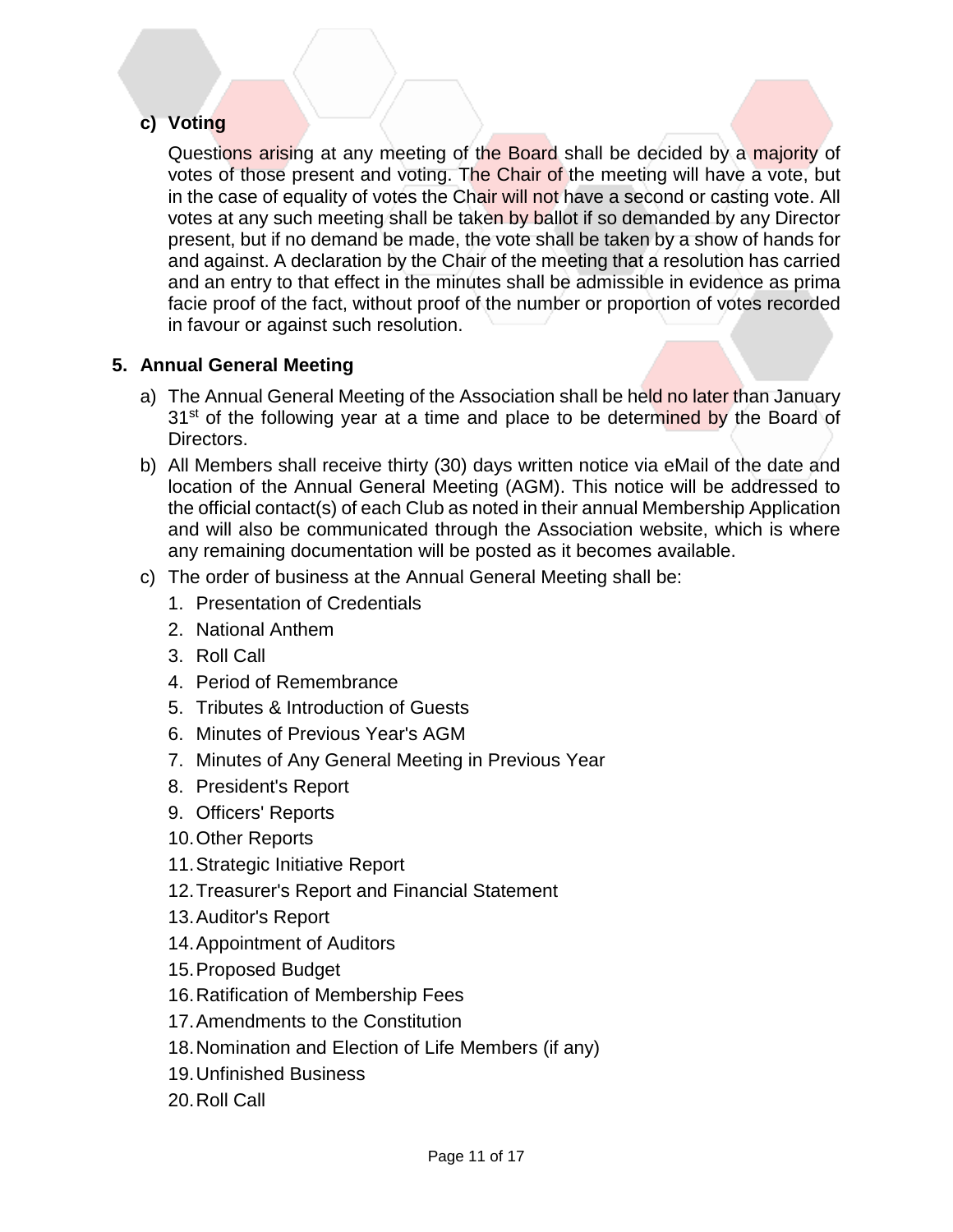**c) Voting**

Questions arising at any meeting of the Board shall be decided by a majority of votes of those present and voting. The Chair of the meeting will have a vote, but in the case of equality of votes the Chair will not have a second or casting vote. All votes at any such meeting shall be taken by ballot if so demanded by any Director present, but if no demand be made, the vote shall be taken by a show of hands for and against. A declaration by the Chair of the meeting that a resolution has carried and an entry to that effect in the minutes shall be admissible in evidence as prima facie proof of the fact, without proof of the number or proportion of votes recorded in favour or against such resolution.

## 5. Annual General Meeting

a) The Annual General Meeting of the Association shall be held no later than January 31st of the following year at a time and place to be determined by the Board of Directors.

b) All Members shall receive thirty (30) days written notice via eMail of the date and location of the Annual General Meeting (AGM). This notice will be addressed to the official contact(s) of each Club as noted in their annual Membership Application and will also be communicated through the Association website, which is where any remaining documentation will be posted as it becomes available.

c) The order of business at the Annual General Meeting shall be:

1. Presentation of Credentials
2. National Anthem
3. Roll Call
4. Period of Remembrance
5. Tributes & Introduction of Guests
6. Minutes of Previous Year's AGM
7. Minutes of Any General Meeting in Previous Year
8. President's Report
9. Officers' Reports
10. Other Reports
11. Strategic Initiative Report
12. Treasurer's Report and Financial Statement
13. Auditor's Report
14. Appointment of Auditors
15. Proposed Budget
16. Ratification of Membership Fees
17. Amendments to the Constitution
18. Nomination and Election of Life Members (if any)
19. Unfinished Business
20. Roll Call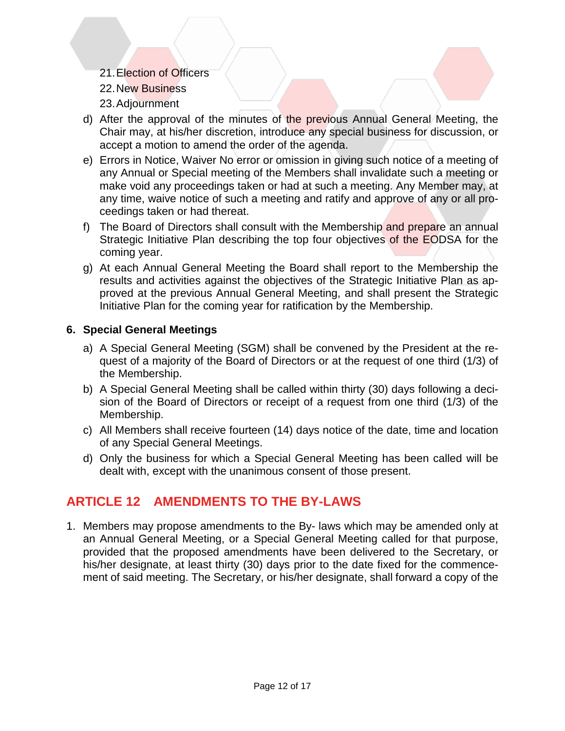21. Election of Officers
22. New Business
23. Adjournment

d) After the approval of the minutes of the previous Annual General Meeting, the Chair may, at his/her discretion, introduce any special business for discussion, or accept a motion to amend the order of the agenda.

e) Errors in Notice, Waiver No error or omission in giving such notice of a meeting of any Annual or Special meeting of the Members shall invalidate such a meeting or make void any proceedings taken or had at such a meeting. Any Member may, at any time, waive notice of such a meeting and ratify and approve of any or all proceedings taken or had thereat.

f) The Board of Directors shall consult with the Membership and prepare an annual Strategic Initiative Plan describing the top four objectives of the EODSA for the coming year.

g) At each Annual General Meeting the Board shall report to the Membership the results and activities against the objectives of the Strategic Initiative Plan as approved at the previous Annual General Meeting, and shall present the Strategic Initiative Plan for the coming year for ratification by the Membership.

### 6. Special General Meetings

a) A Special General Meeting (SGM) shall be convened by the President at the request of a majority of the Board of Directors or at the request of one third (1/3) of the Membership.

b) A Special General Meeting shall be called within thirty (30) days following a decision of the Board of Directors or receipt of a request from one third (1/3) of the Membership.

c) All Members shall receive fourteen (14) days notice of the date, time and location of any Special General Meetings.

d) Only the business for which a Special General Meeting has been called will be dealt with, except with the unanimous consent of those present.

## ARTICLE 12 AMENDMENTS TO THE BY-LAWS

1. Members may propose amendments to the By- laws which may be amended only at an Annual General Meeting, or a Special General Meeting called for that purpose, provided that the proposed amendments have been delivered to the Secretary, or his/her designate, at least thirty (30) days prior to the date fixed for the commencement of said meeting. The Secretary, or his/her designate, shall forward a copy of the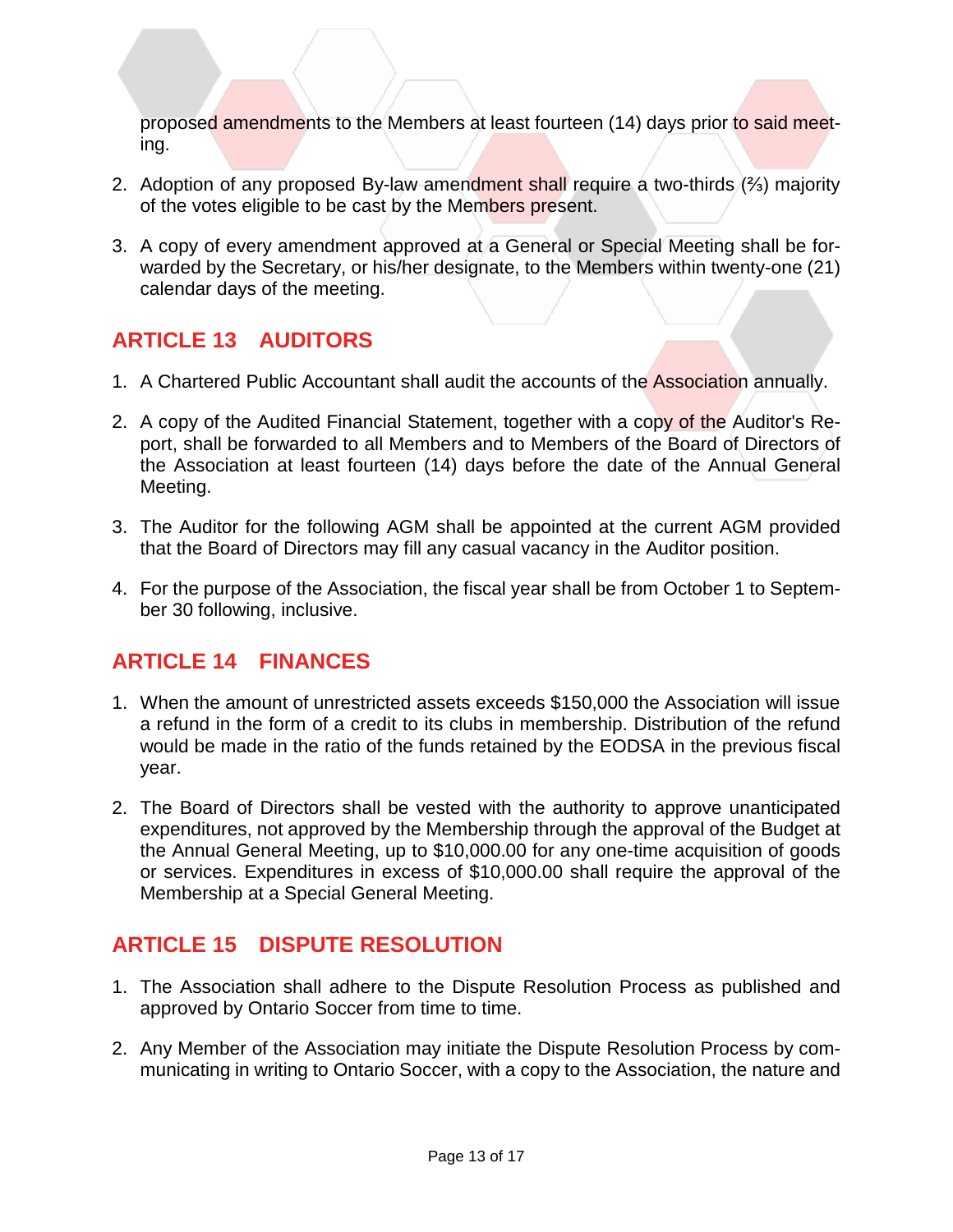proposed amendments to the Members at least fourteen (14) days prior to said meeting.

2. Adoption of any proposed By-law amendment shall require a two-thirds (⅔) majority of the votes eligible to be cast by the Members present.

3. A copy of every amendment approved at a General or Special Meeting shall be forwarded by the Secretary, or his/her designate, to the Members within twenty-one (21) calendar days of the meeting.

## ARTICLE 13 AUDITORS

1. A Chartered Public Accountant shall audit the accounts of the Association annually.

2. A copy of the Audited Financial Statement, together with a copy of the Auditor's Report, shall be forwarded to all Members and to Members of the Board of Directors of the Association at least fourteen (14) days before the date of the Annual General Meeting.

3. The Auditor for the following AGM shall be appointed at the current AGM provided that the Board of Directors may fill any casual vacancy in the Auditor position.

4. For the purpose of the Association, the fiscal year shall be from October 1 to September 30 following, inclusive.

## ARTICLE 14 FINANCES

1. When the amount of unrestricted assets exceeds $150,000 the Association will issue a refund in the form of a credit to its clubs in membership. Distribution of the refund would be made in the ratio of the funds retained by the EODSA in the previous fiscal year.

2. The Board of Directors shall be vested with the authority to approve unanticipated expenditures, not approved by the Membership through the approval of the Budget at the Annual General Meeting, up to $10,000.00 for any one-time acquisition of goods or services. Expenditures in excess of $10,000.00 shall require the approval of the Membership at a Special General Meeting.

## ARTICLE 15 DISPUTE RESOLUTION

1. The Association shall adhere to the Dispute Resolution Process as published and approved by Ontario Soccer from time to time.

2. Any Member of the Association may initiate the Dispute Resolution Process by communicating in writing to Ontario Soccer, with a copy to the Association, the nature and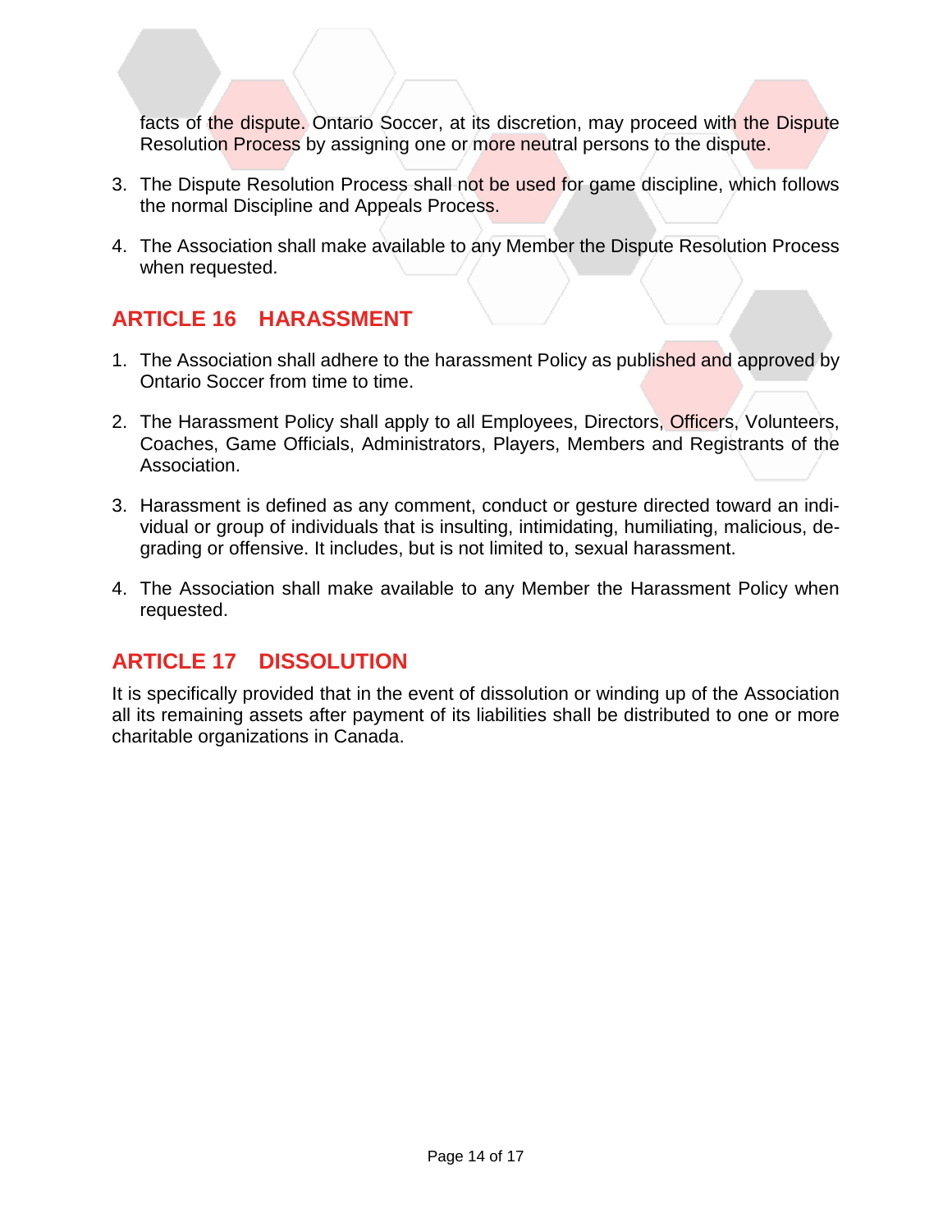facts of the dispute. Ontario Soccer, at its discretion, may proceed with the Dispute Resolution Process by assigning one or more neutral persons to the dispute.

3. The Dispute Resolution Process shall not be used for game discipline, which follows the normal Discipline and Appeals Process.

4. The Association shall make available to any Member the Dispute Resolution Process when requested.

## ARTICLE 16 HARASSMENT

1. The Association shall adhere to the harassment Policy as published and approved by Ontario Soccer from time to time.

2. The Harassment Policy shall apply to all Employees, Directors, Officers, Volunteers, Coaches, Game Officials, Administrators, Players, Members and Registrants of the Association.

3. Harassment is defined as any comment, conduct or gesture directed toward an individual or group of individuals that is insulting, intimidating, humiliating, malicious, degrading or offensive. It includes, but is not limited to, sexual harassment.

4. The Association shall make available to any Member the Harassment Policy when requested.

## ARTICLE 17 DISSOLUTION

It is specifically provided that in the event of dissolution or winding up of the Association all its remaining assets after payment of its liabilities shall be distributed to one or more charitable organizations in Canada.